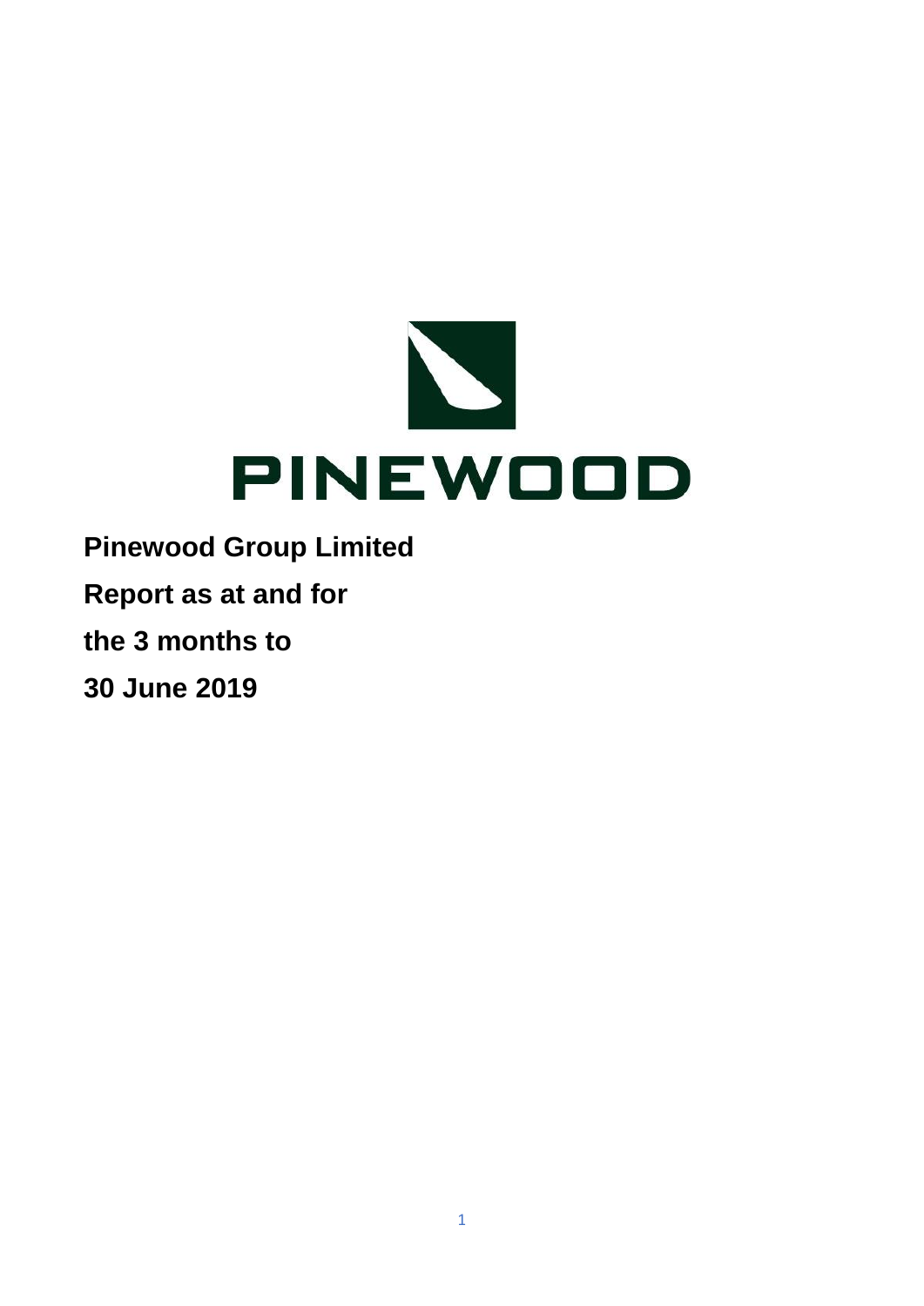PINEWOOD

**Pinewood Group Limited**

**Report as at and for**

**the 3 months to**

**30 June 2019**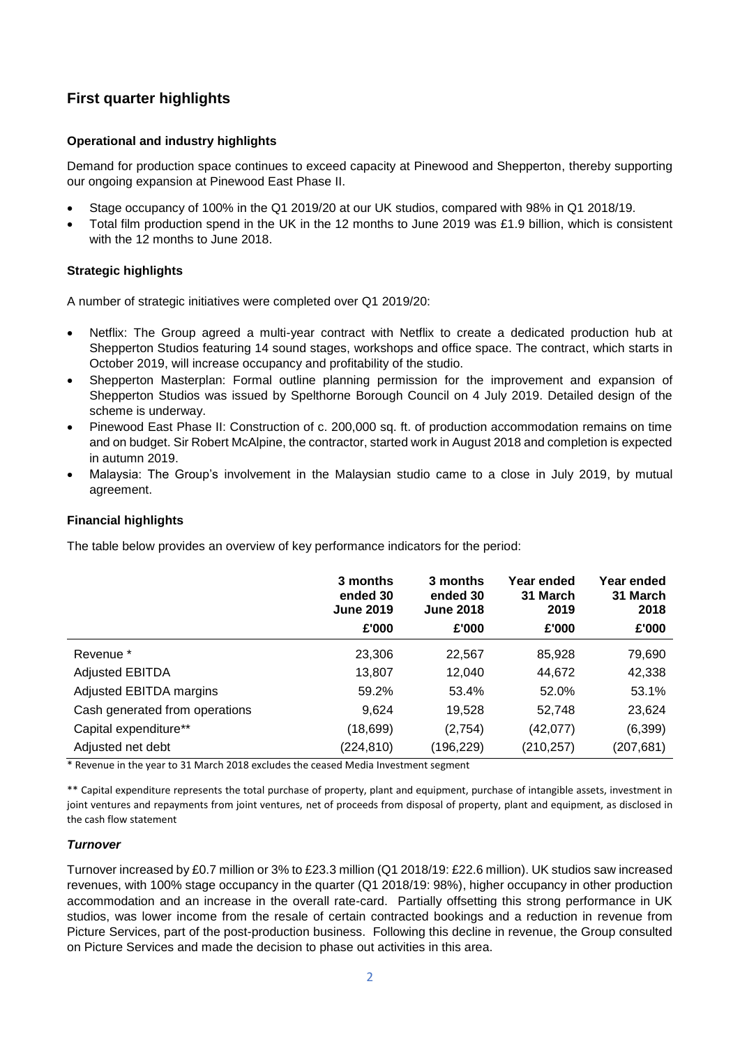## First quarter highlights

### Operational and industry highlights

Demand for production space continues to exceed capacity at Pinewood and Shepperton, thereby supporting our ongoing expansion at Pinewood East Phase II.

- Stage occupancy of 100% in the Q1 2019/20 at our UK studios, compared with 98% in Q1 2018/19.
- Total film production spend in the UK in the 12 months to June 2019 was £1.9 billion, which is consistent with the 12 months to June 2018.

### Strategic highlights

A number of strategic initiatives were completed over Q1 2019/20:

- Netflix: The Group agreed a multi-year contract with Netflix to create a dedicated production hub at Shepperton Studios featuring 14 sound stages, workshops and office space. The contract, which starts in October 2019, will increase occupancy and profitability of the studio.
- Shepperton Masterplan: Formal outline planning permission for the improvement and expansion of Shepperton Studios was issued by Spelthorne Borough Council on 4 July 2019. Detailed design of the scheme is underway.
- Pinewood East Phase II: Construction of c. 200,000 sq. ft. of production accommodation remains on time and on budget. Sir Robert McAlpine, the contractor, started work in August 2018 and completion is expected in autumn 2019.
- Malaysia: The Group's involvement in the Malaysian studio came to a close in July 2019, by mutual agreement.

### Financial highlights

The table below provides an overview of key performance indicators for the period:

| | 3 months ended 30 June 2019 | 3 months ended 30 June 2018 | Year ended 31 March 2019 | Year ended 31 March 2018 |
|---|---|---|---|---|
| | £'000 | £'000 | £'000 | £'000 |
| Revenue * | 23,306 | 22,567 | 85,928 | 79,690 |
| Adjusted EBITDA | 13,807 | 12,040 | 44,672 | 42,338 |
| Adjusted EBITDA margins | 59.2% | 53.4% | 52.0% | 53.1% |
| Cash generated from operations | 9,624 | 19,528 | 52,748 | 23,624 |
| Capital expenditure** | (18,699) | (2,754) | (42,077) | (6,399) |
| Adjusted net debt | (224,810) | (196,229) | (210,257) | (207,681) |

* Revenue in the year to 31 March 2018 excludes the ceased Media Investment segment

** Capital expenditure represents the total purchase of property, plant and equipment, purchase of intangible assets, investment in joint ventures and repayments from joint ventures, net of proceeds from disposal of property, plant and equipment, as disclosed in the cash flow statement

#### *Turnover*

Turnover increased by £0.7 million or 3% to £23.3 million (Q1 2018/19: £22.6 million). UK studios saw increased revenues, with 100% stage occupancy in the quarter (Q1 2018/19: 98%), higher occupancy in other production accommodation and an increase in the overall rate-card. Partially offsetting this strong performance in UK studios, was lower income from the resale of certain contracted bookings and a reduction in revenue from Picture Services, part of the post-production business. Following this decline in revenue, the Group consulted on Picture Services and made the decision to phase out activities in this area.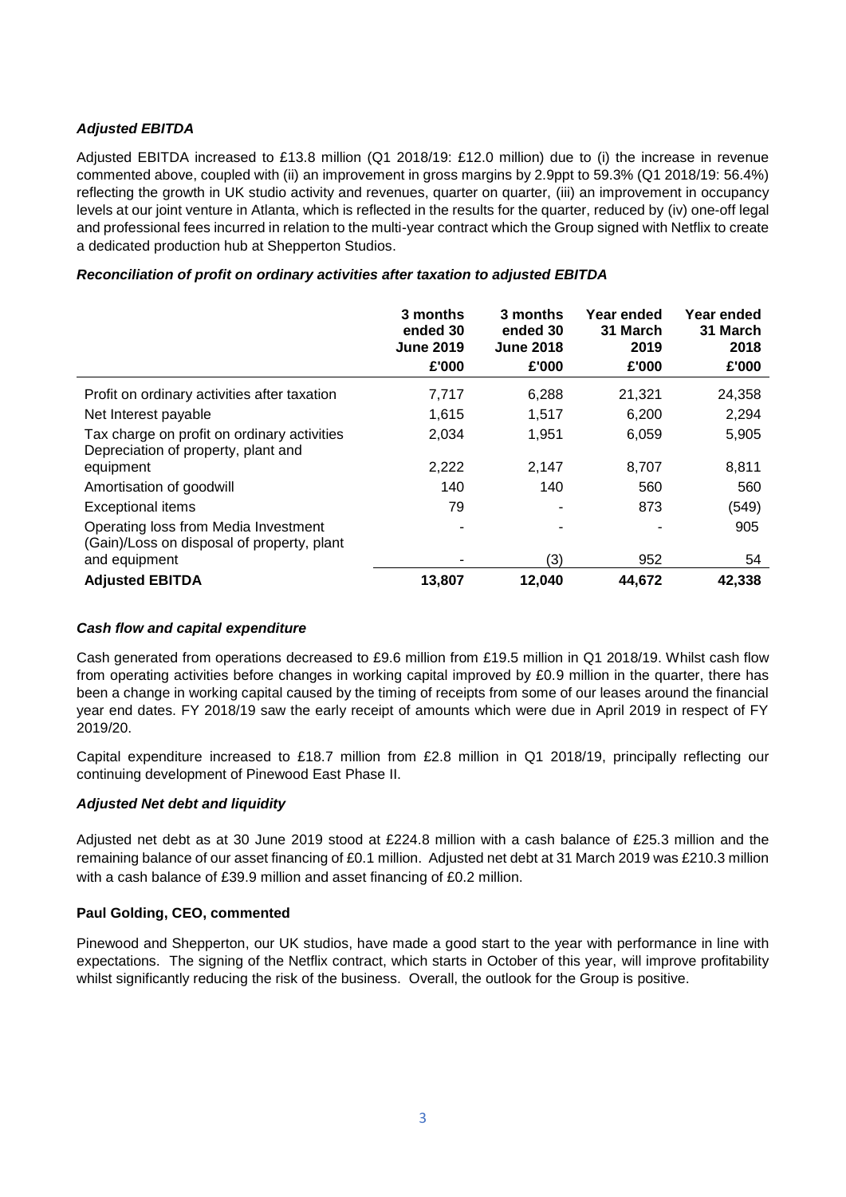### *Adjusted EBITDA*

Adjusted EBITDA increased to £13.8 million (Q1 2018/19: £12.0 million) due to (i) the increase in revenue commented above, coupled with (ii) an improvement in gross margins by 2.9ppt to 59.3% (Q1 2018/19: 56.4%) reflecting the growth in UK studio activity and revenues, quarter on quarter, (iii) an improvement in occupancy levels at our joint venture in Atlanta, which is reflected in the results for the quarter, reduced by (iv) one-off legal and professional fees incurred in relation to the multi-year contract which the Group signed with Netflix to create a dedicated production hub at Shepperton Studios.

### *Reconciliation of profit on ordinary activities after taxation to adjusted EBITDA*

| | 3 months ended 30 June 2019 £'000 | 3 months ended 30 June 2018 £'000 | Year ended 31 March 2019 £'000 | Year ended 31 March 2018 £'000 |
|---|---|---|---|---|
| Profit on ordinary activities after taxation | 7,717 | 6,288 | 21,321 | 24,358 |
| Net Interest payable | 1,615 | 1,517 | 6,200 | 2,294 |
| Tax charge on profit on ordinary activities | 2,034 | 1,951 | 6,059 | 5,905 |
| Depreciation of property, plant and equipment | 2,222 | 2,147 | 8,707 | 8,811 |
| Amortisation of goodwill | 140 | 140 | 560 | 560 |
| Exceptional items | 79 | - | 873 | (549) |
| Operating loss from Media Investment | - | - | - | 905 |
| (Gain)/Loss on disposal of property, plant and equipment | - | (3) | 952 | 54 |
| **Adjusted EBITDA** | **13,807** | **12,040** | **44,672** | **42,338** |

### *Cash flow and capital expenditure*

Cash generated from operations decreased to £9.6 million from £19.5 million in Q1 2018/19. Whilst cash flow from operating activities before changes in working capital improved by £0.9 million in the quarter, there has been a change in working capital caused by the timing of receipts from some of our leases around the financial year end dates. FY 2018/19 saw the early receipt of amounts which were due in April 2019 in respect of FY 2019/20.

Capital expenditure increased to £18.7 million from £2.8 million in Q1 2018/19, principally reflecting our continuing development of Pinewood East Phase II.

### *Adjusted Net debt and liquidity*

Adjusted net debt as at 30 June 2019 stood at £224.8 million with a cash balance of £25.3 million and the remaining balance of our asset financing of £0.1 million. Adjusted net debt at 31 March 2019 was £210.3 million with a cash balance of £39.9 million and asset financing of £0.2 million.

### **Paul Golding, CEO, commented**

Pinewood and Shepperton, our UK studios, have made a good start to the year with performance in line with expectations. The signing of the Netflix contract, which starts in October of this year, will improve profitability whilst significantly reducing the risk of the business. Overall, the outlook for the Group is positive.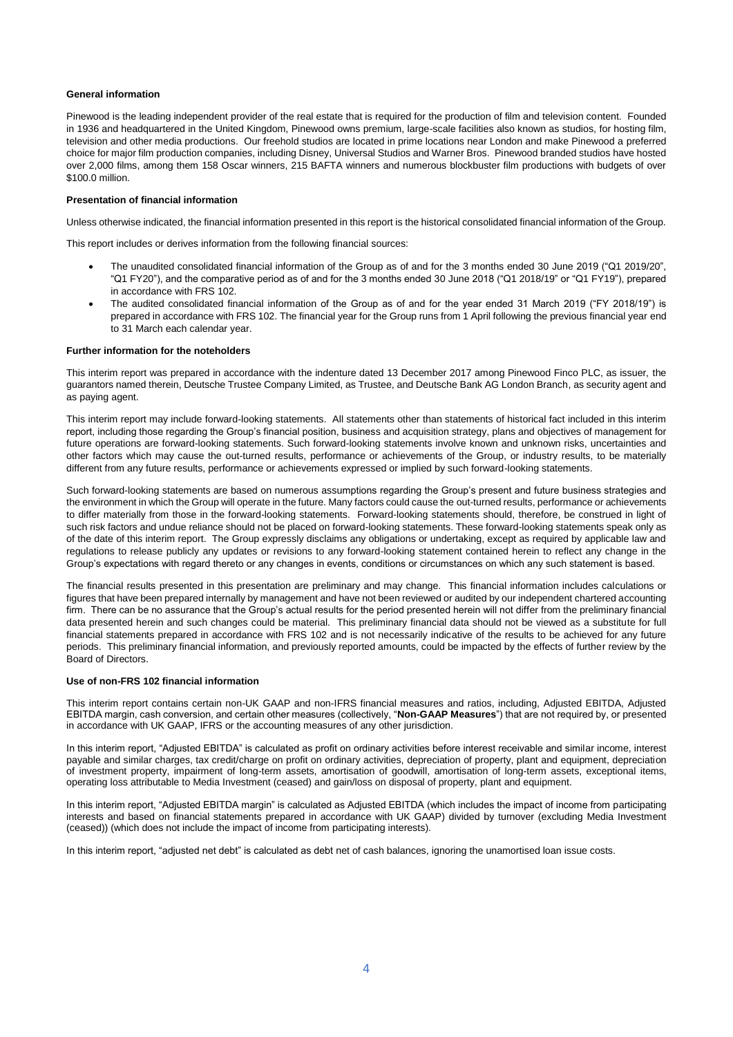### General information

Pinewood is the leading independent provider of the real estate that is required for the production of film and television content. Founded in 1936 and headquartered in the United Kingdom, Pinewood owns premium, large-scale facilities also known as studios, for hosting film, television and other media productions. Our freehold studios are located in prime locations near London and make Pinewood a preferred choice for major film production companies, including Disney, Universal Studios and Warner Bros. Pinewood branded studios have hosted over 2,000 films, among them 158 Oscar winners, 215 BAFTA winners and numerous blockbuster film productions with budgets of over $100.0 million.

### Presentation of financial information

Unless otherwise indicated, the financial information presented in this report is the historical consolidated financial information of the Group.

This report includes or derives information from the following financial sources:

- The unaudited consolidated financial information of the Group as of and for the 3 months ended 30 June 2019 ("Q1 2019/20", "Q1 FY20"), and the comparative period as of and for the 3 months ended 30 June 2018 ("Q1 2018/19" or "Q1 FY19"), prepared in accordance with FRS 102.
- The audited consolidated financial information of the Group as of and for the year ended 31 March 2019 ("FY 2018/19") is prepared in accordance with FRS 102. The financial year for the Group runs from 1 April following the previous financial year end to 31 March each calendar year.

### Further information for the noteholders

This interim report was prepared in accordance with the indenture dated 13 December 2017 among Pinewood Finco PLC, as issuer, the guarantors named therein, Deutsche Trustee Company Limited, as Trustee, and Deutsche Bank AG London Branch, as security agent and as paying agent.

This interim report may include forward-looking statements. All statements other than statements of historical fact included in this interim report, including those regarding the Group's financial position, business and acquisition strategy, plans and objectives of management for future operations are forward-looking statements. Such forward-looking statements involve known and unknown risks, uncertainties and other factors which may cause the out-turned results, performance or achievements of the Group, or industry results, to be materially different from any future results, performance or achievements expressed or implied by such forward-looking statements.

Such forward-looking statements are based on numerous assumptions regarding the Group's present and future business strategies and the environment in which the Group will operate in the future. Many factors could cause the out-turned results, performance or achievements to differ materially from those in the forward-looking statements. Forward-looking statements should, therefore, be construed in light of such risk factors and undue reliance should not be placed on forward-looking statements. These forward-looking statements speak only as of the date of this interim report. The Group expressly disclaims any obligations or undertaking, except as required by applicable law and regulations to release publicly any updates or revisions to any forward-looking statement contained herein to reflect any change in the Group's expectations with regard thereto or any changes in events, conditions or circumstances on which any such statement is based.

The financial results presented in this presentation are preliminary and may change. This financial information includes calculations or figures that have been prepared internally by management and have not been reviewed or audited by our independent chartered accounting firm. There can be no assurance that the Group's actual results for the period presented herein will not differ from the preliminary financial data presented herein and such changes could be material. This preliminary financial data should not be viewed as a substitute for full financial statements prepared in accordance with FRS 102 and is not necessarily indicative of the results to be achieved for any future periods. This preliminary financial information, and previously reported amounts, could be impacted by the effects of further review by the Board of Directors.

### Use of non-FRS 102 financial information

This interim report contains certain non-UK GAAP and non-IFRS financial measures and ratios, including, Adjusted EBITDA, Adjusted EBITDA margin, cash conversion, and certain other measures (collectively, "**Non-GAAP Measures**") that are not required by, or presented in accordance with UK GAAP, IFRS or the accounting measures of any other jurisdiction.

In this interim report, "Adjusted EBITDA" is calculated as profit on ordinary activities before interest receivable and similar income, interest payable and similar charges, tax credit/charge on profit on ordinary activities, depreciation of property, plant and equipment, depreciation of investment property, impairment of long-term assets, amortisation of goodwill, amortisation of long-term assets, exceptional items, operating loss attributable to Media Investment (ceased) and gain/loss on disposal of property, plant and equipment.

In this interim report, "Adjusted EBITDA margin" is calculated as Adjusted EBITDA (which includes the impact of income from participating interests and based on financial statements prepared in accordance with UK GAAP) divided by turnover (excluding Media Investment (ceased)) (which does not include the impact of income from participating interests).

In this interim report, "adjusted net debt" is calculated as debt net of cash balances, ignoring the unamortised loan issue costs.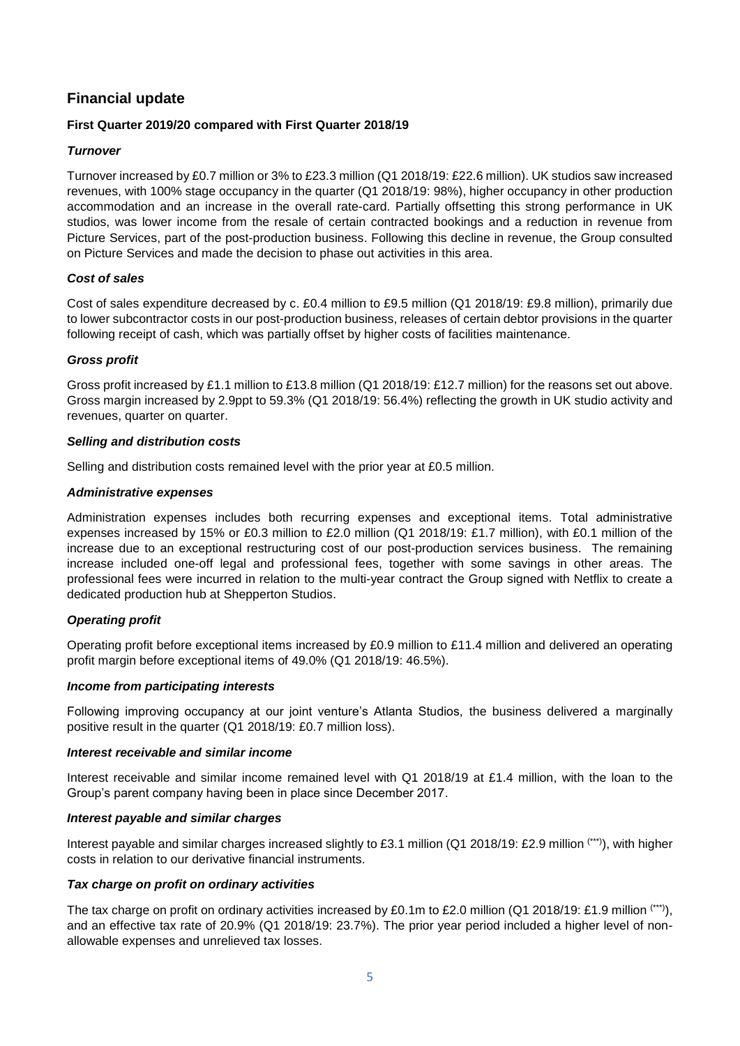## Financial update

### First Quarter 2019/20 compared with First Quarter 2018/19

#### *Turnover*

Turnover increased by £0.7 million or 3% to £23.3 million (Q1 2018/19: £22.6 million). UK studios saw increased revenues, with 100% stage occupancy in the quarter (Q1 2018/19: 98%), higher occupancy in other production accommodation and an increase in the overall rate-card. Partially offsetting this strong performance in UK studios, was lower income from the resale of certain contracted bookings and a reduction in revenue from Picture Services, part of the post-production business. Following this decline in revenue, the Group consulted on Picture Services and made the decision to phase out activities in this area.

#### *Cost of sales*

Cost of sales expenditure decreased by c. £0.4 million to £9.5 million (Q1 2018/19: £9.8 million), primarily due to lower subcontractor costs in our post-production business, releases of certain debtor provisions in the quarter following receipt of cash, which was partially offset by higher costs of facilities maintenance.

#### *Gross profit*

Gross profit increased by £1.1 million to £13.8 million (Q1 2018/19: £12.7 million) for the reasons set out above. Gross margin increased by 2.9ppt to 59.3% (Q1 2018/19: 56.4%) reflecting the growth in UK studio activity and revenues, quarter on quarter.

#### *Selling and distribution costs*

Selling and distribution costs remained level with the prior year at £0.5 million.

#### *Administrative expenses*

Administration expenses includes both recurring expenses and exceptional items. Total administrative expenses increased by 15% or £0.3 million to £2.0 million (Q1 2018/19: £1.7 million), with £0.1 million of the increase due to an exceptional restructuring cost of our post-production services business. The remaining increase included one-off legal and professional fees, together with some savings in other areas. The professional fees were incurred in relation to the multi-year contract the Group signed with Netflix to create a dedicated production hub at Shepperton Studios.

#### *Operating profit*

Operating profit before exceptional items increased by £0.9 million to £11.4 million and delivered an operating profit margin before exceptional items of 49.0% (Q1 2018/19: 46.5%).

#### *Income from participating interests*

Following improving occupancy at our joint venture's Atlanta Studios, the business delivered a marginally positive result in the quarter (Q1 2018/19: £0.7 million loss).

#### *Interest receivable and similar income*

Interest receivable and similar income remained level with Q1 2018/19 at £1.4 million, with the loan to the Group's parent company having been in place since December 2017.

#### *Interest payable and similar charges*

Interest payable and similar charges increased slightly to £3.1 million (Q1 2018/19: £2.9 million [***]), with higher costs in relation to our derivative financial instruments.

#### *Tax charge on profit on ordinary activities*

The tax charge on profit on ordinary activities increased by £0.1m to £2.0 million (Q1 2018/19: £1.9 million [***]), and an effective tax rate of 20.9% (Q1 2018/19: 23.7%). The prior year period included a higher level of non-allowable expenses and unrelieved tax losses.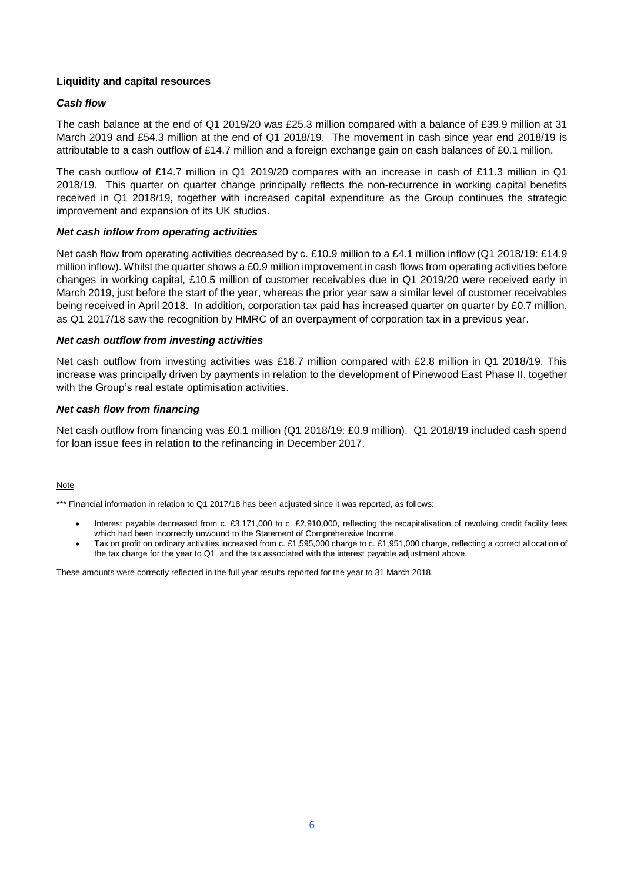**Liquidity and capital resources**

***Cash flow***

The cash balance at the end of Q1 2019/20 was £25.3 million compared with a balance of £39.9 million at 31 March 2019 and £54.3 million at the end of Q1 2018/19. The movement in cash since year end 2018/19 is attributable to a cash outflow of £14.7 million and a foreign exchange gain on cash balances of £0.1 million.

The cash outflow of £14.7 million in Q1 2019/20 compares with an increase in cash of £11.3 million in Q1 2018/19. This quarter on quarter change principally reflects the non-recurrence in working capital benefits received in Q1 2018/19, together with increased capital expenditure as the Group continues the strategic improvement and expansion of its UK studios.

***Net cash inflow from operating activities***

Net cash flow from operating activities decreased by c. £10.9 million to a £4.1 million inflow (Q1 2018/19: £14.9 million inflow). Whilst the quarter shows a £0.9 million improvement in cash flows from operating activities before changes in working capital, £10.5 million of customer receivables due in Q1 2019/20 were received early in March 2019, just before the start of the year, whereas the prior year saw a similar level of customer receivables being received in April 2018. In addition, corporation tax paid has increased quarter on quarter by £0.7 million, as Q1 2017/18 saw the recognition by HMRC of an overpayment of corporation tax in a previous year.

***Net cash outflow from investing activities***

Net cash outflow from investing activities was £18.7 million compared with £2.8 million in Q1 2018/19. This increase was principally driven by payments in relation to the development of Pinewood East Phase II, together with the Group's real estate optimisation activities.

***Net cash flow from financing***

Net cash outflow from financing was £0.1 million (Q1 2018/19: £0.9 million). Q1 2018/19 included cash spend for loan issue fees in relation to the refinancing in December 2017.

Note

*** Financial information in relation to Q1 2017/18 has been adjusted since it was reported, as follows:

- Interest payable decreased from c. £3,171,000 to c. £2,910,000, reflecting the recapitalisation of revolving credit facility fees which had been incorrectly unwound to the Statement of Comprehensive Income.
- Tax on profit on ordinary activities increased from c. £1,595,000 charge to c. £1,951,000 charge, reflecting a correct allocation of the tax charge for the year to Q1, and the tax associated with the interest payable adjustment above.

These amounts were correctly reflected in the full year results reported for the year to 31 March 2018.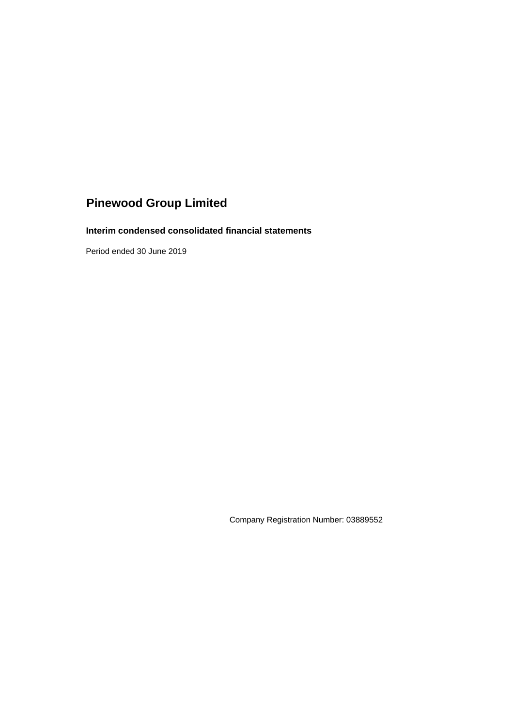# Pinewood Group Limited

## Interim condensed consolidated financial statements

Period ended 30 June 2019

Company Registration Number: 03889552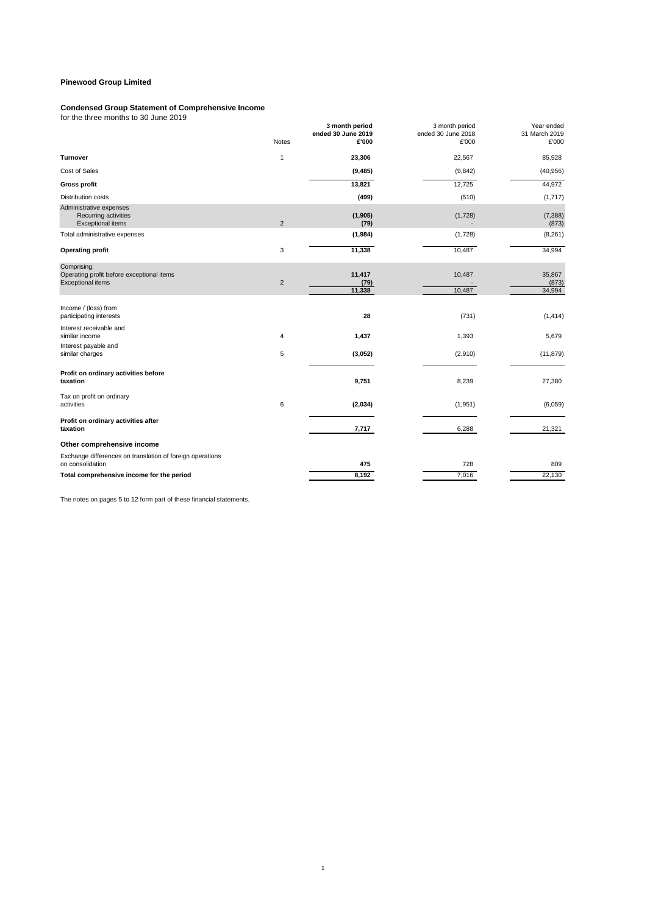**Pinewood Group Limited**

**Condensed Group Statement of Comprehensive Income**

for the three months to 30 June 2019

| | Notes | **3 month period ended 30 June 2019 £'000** | 3 month period ended 30 June 2018 £'000 | Year ended 31 March 2019 £'000 |
|---|---|---|---|---|
| **Turnover** | 1 | **23,306** | 22,567 | 85,928 |
| Cost of Sales | | **(9,485)** | (9,842) | (40,956) |
| **Gross profit** | | **13,821** | 12,725 | 44,972 |
| Distribution costs | | **(499)** | (510) | (1,717) |
| Administrative expenses | | | | |
| Recurring activities | | **(1,905)** | (1,728) | (7,388) |
| Exceptional items | 2 | **(79)** | - | (873) |
| Total administrative expenses | | **(1,984)** | (1,728) | (8,261) |
| **Operating profit** | 3 | **11,338** | 10,487 | 34,994 |
| Comprising: | | | | |
| Operating profit before exceptional items | | **11,417** | 10,487 | 35,867 |
| Exceptional items | 2 | **(79)** | - | (873) |
| | | **11,338** | 10,487 | 34,994 |
| Income / (loss) from participating interests | | **28** | (731) | (1,414) |
| Interest receivable and similar income | 4 | **1,437** | 1,393 | 5,679 |
| Interest payable and similar charges | 5 | **(3,052)** | (2,910) | (11,879) |
| **Profit on ordinary activities before taxation** | | **9,751** | 8,239 | 27,380 |
| Tax on profit on ordinary activities | 6 | **(2,034)** | (1,951) | (6,059) |
| **Profit on ordinary activities after taxation** | | **7,717** | 6,288 | 21,321 |
| **Other comprehensive income** | | | | |
| Exchange differences on translation of foreign operations on consolidation | | **475** | 728 | 809 |
| **Total comprehensive income for the period** | | **8,192** | 7,016 | 22,130 |

The notes on pages 5 to 12 form part of these financial statements.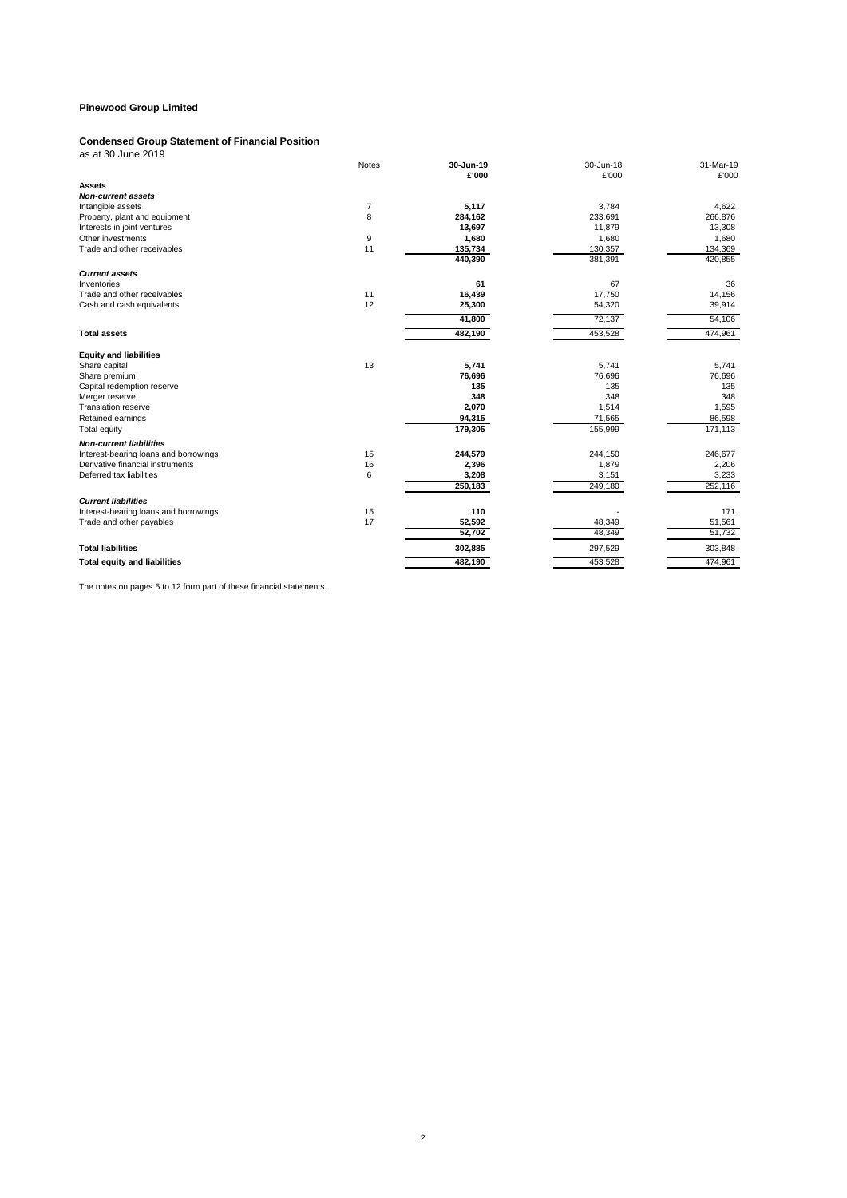# Pinewood Group Limited

## Condensed Group Statement of Financial Position

as at 30 June 2019

| | Notes | 30-Jun-19 | 30-Jun-18 | 31-Mar-19 |
|---|---|---|---|---|
| | | **£'000** | £'000 | £'000 |
| **Assets** | | | | |
| ***Non-current assets*** | | | | |
| Intangible assets | 7 | **5,117** | 3,784 | 4,622 |
| Property, plant and equipment | 8 | **284,162** | 233,691 | 266,876 |
| Interests in joint ventures | | **13,697** | 11,879 | 13,308 |
| Other investments | 9 | **1,680** | 1,680 | 1,680 |
| Trade and other receivables | 11 | **135,734** | 130,357 | 134,369 |
| | | **440,390** | 381,391 | 420,855 |
| ***Current assets*** | | | | |
| Inventories | | **61** | 67 | 36 |
| Trade and other receivables | 11 | **16,439** | 17,750 | 14,156 |
| Cash and cash equivalents | 12 | **25,300** | 54,320 | 39,914 |
| | | **41,800** | 72,137 | 54,106 |
| **Total assets** | | **482,190** | 453,528 | 474,961 |
| **Equity and liabilities** | | | | |
| Share capital | 13 | **5,741** | 5,741 | 5,741 |
| Share premium | | **76,696** | 76,696 | 76,696 |
| Capital redemption reserve | | **135** | 135 | 135 |
| Merger reserve | | **348** | 348 | 348 |
| Translation reserve | | **2,070** | 1,514 | 1,595 |
| Retained earnings | | **94,315** | 71,565 | 86,598 |
| Total equity | | **179,305** | 155,999 | 171,113 |
| ***Non-current liabilities*** | | | | |
| Interest-bearing loans and borrowings | 15 | **244,579** | 244,150 | 246,677 |
| Derivative financial instruments | 16 | **2,396** | 1,879 | 2,206 |
| Deferred tax liabilities | 6 | **3,208** | 3,151 | 3,233 |
| | | **250,183** | 249,180 | 252,116 |
| ***Current liabilities*** | | | | |
| Interest-bearing loans and borrowings | 15 | **110** | - | 171 |
| Trade and other payables | 17 | **52,592** | 48,349 | 51,561 |
| | | **52,702** | 48,349 | 51,732 |
| **Total liabilities** | | **302,885** | 297,529 | 303,848 |
| **Total equity and liabilities** | | **482,190** | 453,528 | 474,961 |

The notes on pages 5 to 12 form part of these financial statements.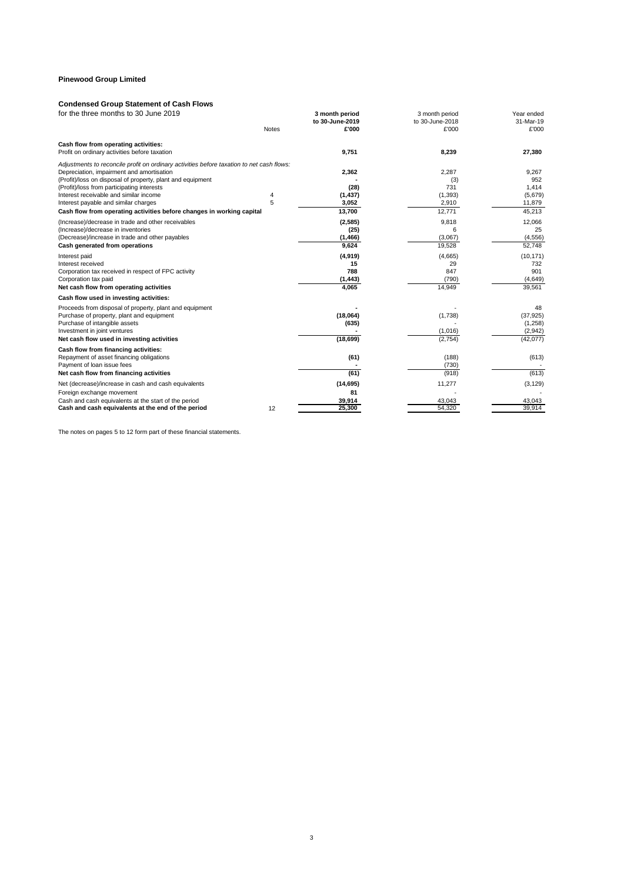**Pinewood Group Limited**

**Condensed Group Statement of Cash Flows**

for the three months to 30 June 2019

| | Notes | 3 month period to 30-June-2019 £'000 | 3 month period to 30-June-2018 £'000 | Year ended 31-Mar-19 £'000 |
|---|---|---|---|---|
| **Cash flow from operating activities:** | | | | |
| Profit on ordinary activities before taxation | | **9,751** | 8,239 | **27,380** |
| *Adjustments to reconcile profit on ordinary activities before taxation to net cash flows:* | | | | |
| Depreciation, impairment and amortisation | | **2,362** | 2,287 | 9,267 |
| (Profit)/loss on disposal of property, plant and equipment | | **-** | (3) | 952 |
| (Profit)/loss from participating interests | | **(28)** | 731 | 1,414 |
| Interest receivable and similar income | 4 | **(1,437)** | (1,393) | (5,679) |
| Interest payable and similar charges | 5 | **3,052** | 2,910 | 11,879 |
| **Cash flow from operating activities before changes in working capital** | | **13,700** | 12,771 | 45,213 |
| (Increase)/decrease in trade and other receivables | | **(2,585)** | 9,818 | 12,066 |
| (Increase)/decrease in inventories | | **(25)** | 6 | 25 |
| (Decrease)/increase in trade and other payables | | **(1,466)** | (3,067) | (4,556) |
| **Cash generated from operations** | | **9,624** | 19,528 | 52,748 |
| Interest paid | | **(4,919)** | (4,665) | (10,171) |
| Interest received | | **15** | 29 | 732 |
| Corporation tax received in respect of FPC activity | | **788** | 847 | 901 |
| Corporation tax paid | | **(1,443)** | (790) | (4,649) |
| **Net cash flow from operating activities** | | **4,065** | 14,949 | 39,561 |
| **Cash flow used in investing activities:** | | | | |
| Proceeds from disposal of property, plant and equipment | | **-** | - | 48 |
| Purchase of property, plant and equipment | | **(18,064)** | (1,738) | (37,925) |
| Purchase of intangible assets | | **(635)** | - | (1,258) |
| Investment in joint ventures | | **-** | (1,016) | (2,942) |
| **Net cash flow used in investing activities** | | **(18,699)** | (2,754) | (42,077) |
| **Cash flow from financing activities:** | | | | |
| Repayment of asset financing obligations | | **(61)** | (188) | (613) |
| Payment of loan issue fees | | **-** | (730) | - |
| **Net cash flow from financing activities** | | **(61)** | (918) | (613) |
| Net (decrease)/increase in cash and cash equivalents | | **(14,695)** | 11,277 | (3,129) |
| Foreign exchange movement | | **81** | - | - |
| Cash and cash equivalents at the start of the period | | **39,914** | 43,043 | 43,043 |
| **Cash and cash equivalents at the end of the period** | 12 | **25,300** | 54,320 | 39,914 |

The notes on pages 5 to 12 form part of these financial statements.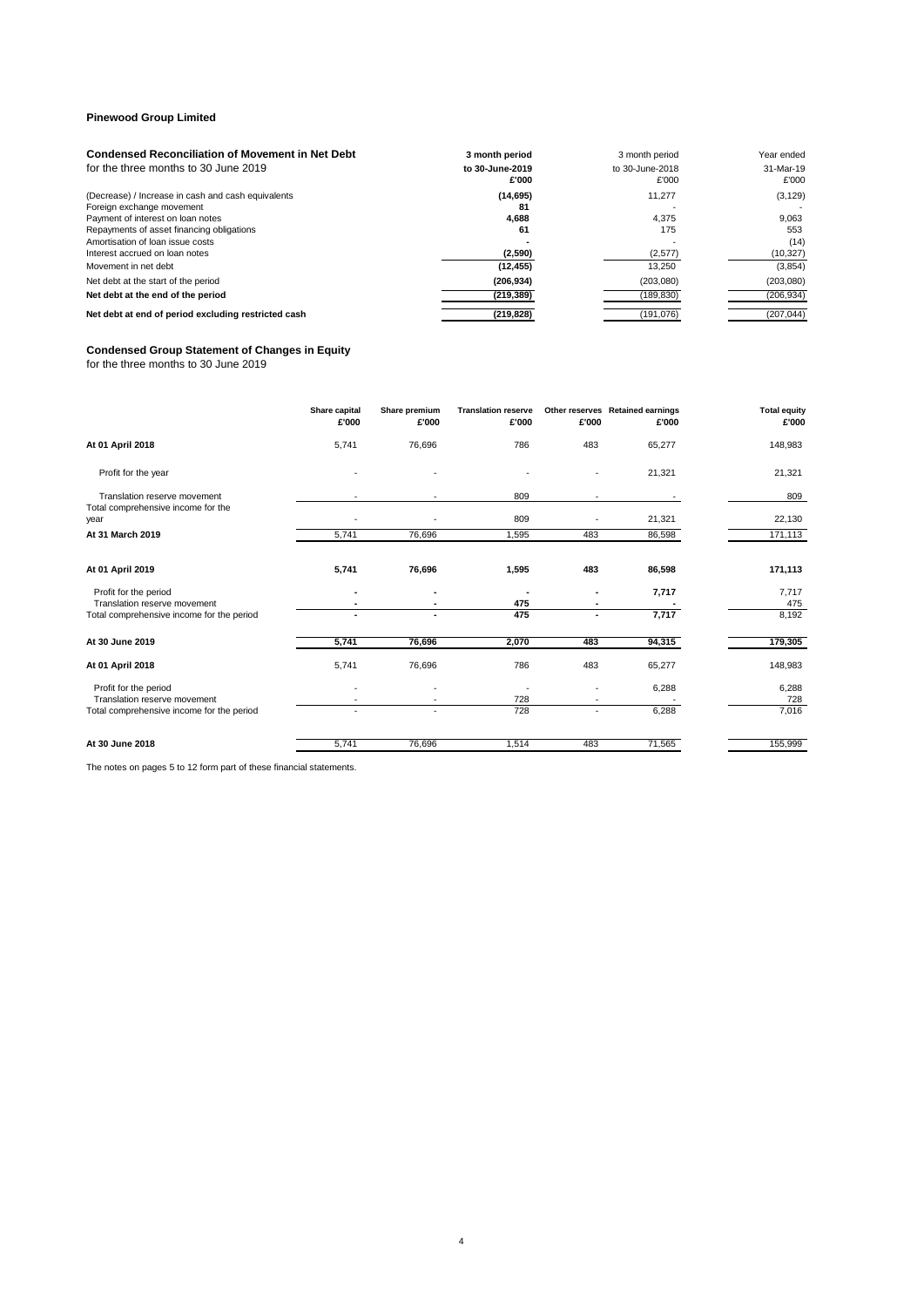**Pinewood Group Limited**

**Condensed Reconciliation of Movement in Net Debt**
for the three months to 30 June 2019

| | 3 month period to 30-June-2019 £'000 | 3 month period to 30-June-2018 £'000 | Year ended 31-Mar-19 £'000 |
|---|---|---|---|
| (Decrease) / Increase in cash and cash equivalents | (14,695) | 11,277 | (3,129) |
| Foreign exchange movement | 81 | - | - |
| Payment of interest on loan notes | 4,688 | 4,375 | 9,063 |
| Repayments of asset financing obligations | 61 | 175 | 553 |
| Amortisation of loan issue costs | - | - | (14) |
| Interest accrued on loan notes | (2,590) | (2,577) | (10,327) |
| Movement in net debt | (12,455) | 13,250 | (3,854) |
| Net debt at the start of the period | (206,934) | (203,080) | (203,080) |
| **Net debt at the end of the period** | (219,389) | (189,830) | (206,934) |
| **Net debt at end of period excluding restricted cash** | (219,828) | (191,076) | (207,044) |

## Condensed Group Statement of Changes in Equity

for the three months to 30 June 2019

| | Share capital £'000 | Share premium £'000 | Translation reserve £'000 | Other reserves £'000 | Retained earnings £'000 | Total equity £'000 |
|---|---|---|---|---|---|---|
| **At 01 April 2018** | 5,741 | 76,696 | 786 | 483 | 65,277 | 148,983 |
| Profit for the year | - | - | - | - | 21,321 | 21,321 |
| Translation reserve movement | - | - | 809 | - | - | 809 |
| Total comprehensive income for the year | - | - | 809 | - | 21,321 | 22,130 |
| **At 31 March 2019** | 5,741 | 76,696 | 1,595 | 483 | 86,598 | 171,113 |
| **At 01 April 2019** | **5,741** | **76,696** | **1,595** | **483** | **86,598** | **171,113** |
| Profit for the period | - | - | - | - | 7,717 | 7,717 |
| Translation reserve movement | - | - | 475 | - | - | 475 |
| Total comprehensive income for the period | - | - | 475 | - | 7,717 | 8,192 |
| **At 30 June 2019** | **5,741** | **76,696** | **2,070** | **483** | **94,315** | **179,305** |
| **At 01 April 2018** | 5,741 | 76,696 | 786 | 483 | 65,277 | 148,983 |
| Profit for the period | - | - | - | - | 6,288 | 6,288 |
| Translation reserve movement | - | - | 728 | - | - | 728 |
| Total comprehensive income for the period | - | - | 728 | - | 6,288 | 7,016 |
| **At 30 June 2018** | 5,741 | 76,696 | 1,514 | 483 | 71,565 | 155,999 |

The notes on pages 5 to 12 form part of these financial statements.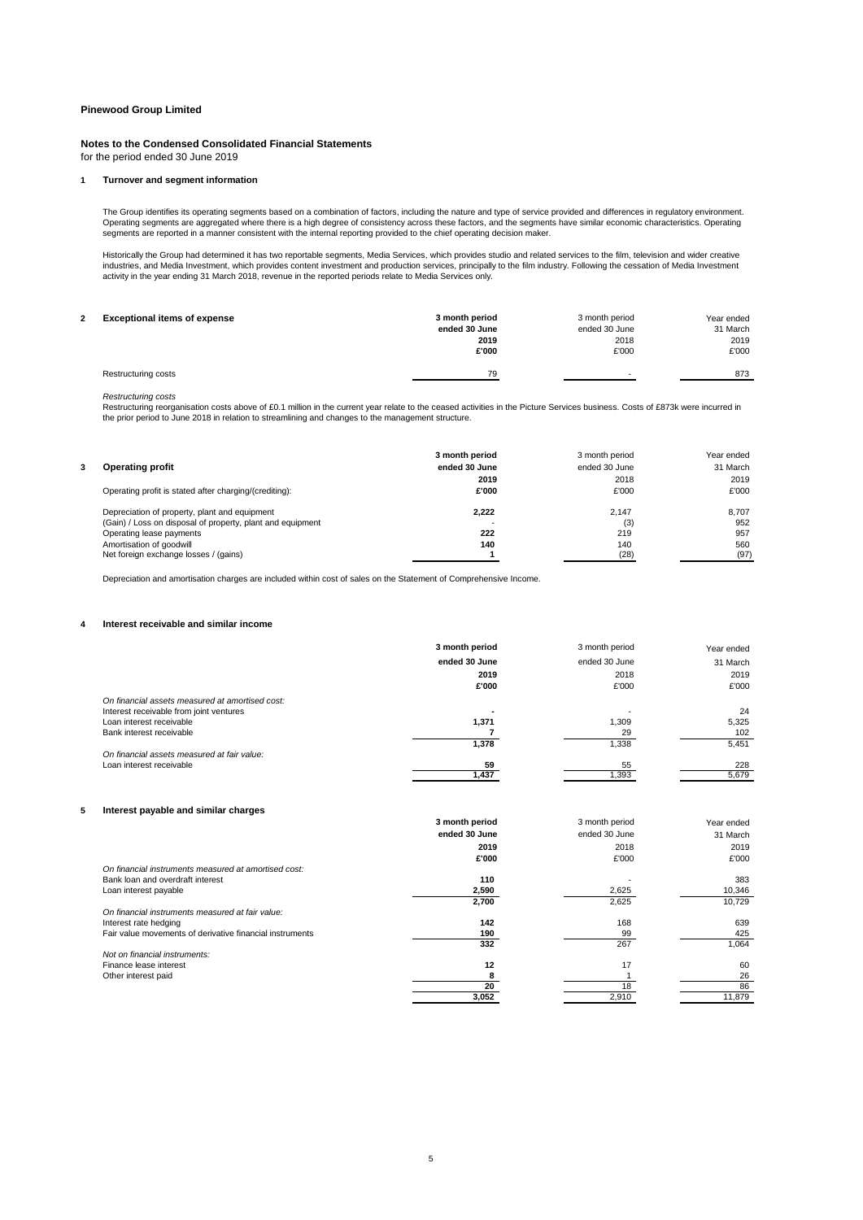**Pinewood Group Limited**

## Notes to the Condensed Consolidated Financial Statements

for the period ended 30 June 2019

### 1 Turnover and segment information

The Group identifies its operating segments based on a combination of factors, including the nature and type of service provided and differences in regulatory environment. Operating segments are aggregated where there is a high degree of consistency across these factors, and the segments have similar economic characteristics. Operating segments are reported in a manner consistent with the internal reporting provided to the chief operating decision maker.

Historically the Group had determined it has two reportable segments, Media Services, which provides studio and related services to the film, television and wider creative industries, and Media Investment, which provides content investment and production services, principally to the film industry. Following the cessation of Media Investment activity in the year ending 31 March 2018, revenue in the reported periods relate to Media Services only.

### 2 Exceptional items of expense

| | **3 month period ended 30 June 2019 £'000** | 3 month period ended 30 June 2018 £'000 | Year ended 31 March 2019 £'000 |
|---|---|---|---|
| Restructuring costs | **79** | - | 873 |

*Restructuring costs*

Restructuring reorganisation costs above of £0.1 million in the current year relate to the ceased activities in the Picture Services business. Costs of £873k were incurred in the prior period to June 2018 in relation to streamlining and changes to the management structure.

### 3 Operating profit

| | **3 month period ended 30 June 2019 £'000** | 3 month period ended 30 June 2018 £'000 | Year ended 31 March 2019 £'000 |
|---|---|---|---|
| Operating profit is stated after charging/(crediting): | | | |
| Depreciation of property, plant and equipment | **2,222** | 2,147 | 8,707 |
| (Gain) / Loss on disposal of property, plant and equipment | - | (3) | 952 |
| Operating lease payments | **222** | 219 | 957 |
| Amortisation of goodwill | **140** | 140 | 560 |
| Net foreign exchange losses / (gains) | **1** | (28) | (97) |

Depreciation and amortisation charges are included within cost of sales on the Statement of Comprehensive Income.

### 4 Interest receivable and similar income

| | **3 month period ended 30 June 2019 £'000** | 3 month period ended 30 June 2018 £'000 | Year ended 31 March 2019 £'000 |
|---|---|---|---|
| *On financial assets measured at amortised cost:* | | | |
| Interest receivable from joint ventures | **-** | - | 24 |
| Loan interest receivable | **1,371** | 1,309 | 5,325 |
| Bank interest receivable | **7** | 29 | 102 |
| | **1,378** | 1,338 | 5,451 |
| *On financial assets measured at fair value:* | | | |
| Loan interest receivable | **59** | 55 | 228 |
| | **1,437** | 1,393 | 5,679 |

### 5 Interest payable and similar charges

| | **3 month period ended 30 June 2019 £'000** | 3 month period ended 30 June 2018 £'000 | Year ended 31 March 2019 £'000 |
|---|---|---|---|
| *On financial instruments measured at amortised cost:* | | | |
| Bank loan and overdraft interest | **110** | - | 383 |
| Loan interest payable | **2,590** | 2,625 | 10,346 |
| | **2,700** | 2,625 | 10,729 |
| *On financial instruments measured at fair value:* | | | |
| Interest rate hedging | **142** | 168 | 639 |
| Fair value movements of derivative financial instruments | **190** | 99 | 425 |
| | **332** | 267 | 1,064 |
| *Not on financial instruments:* | | | |
| Finance lease interest | **12** | 17 | 60 |
| Other interest paid | **8** | 1 | 26 |
| | **20** | 18 | 86 |
| | **3,052** | 2,910 | 11,879 |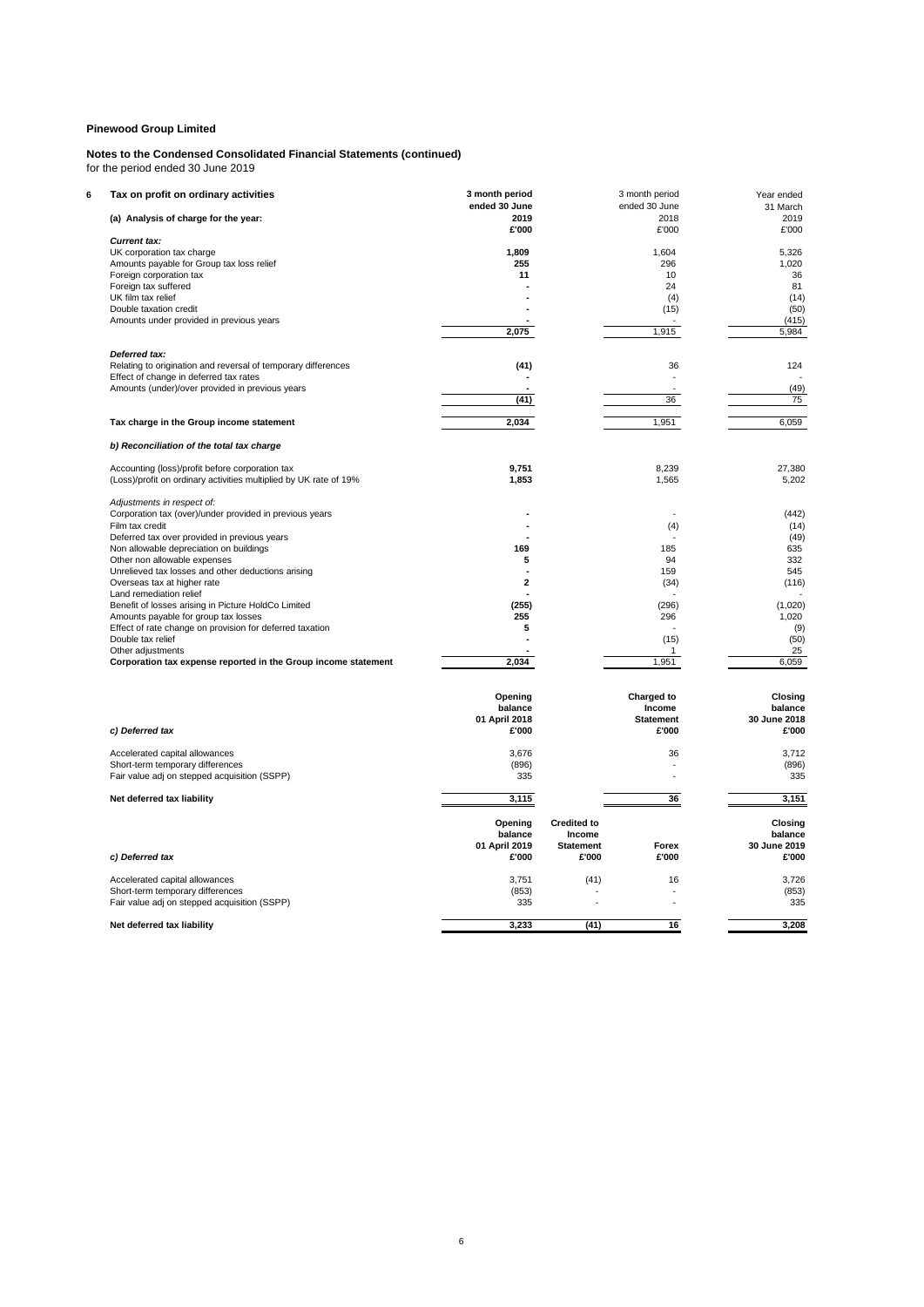**Pinewood Group Limited**

**Notes to the Condensed Consolidated Financial Statements (continued)**
for the period ended 30 June 2019

**6 Tax on profit on ordinary activities**

| (a) Analysis of charge for the year: | 3 month period ended 30 June 2019 £'000 | 3 month period ended 30 June 2018 £'000 | Year ended 31 March 2019 £'000 |
|---|---|---|---|
| ***Current tax:*** | | | |
| UK corporation tax charge | **1,809** | 1,604 | 5,326 |
| Amounts payable for Group tax loss relief | **255** | 296 | 1,020 |
| Foreign corporation tax | **11** | 10 | 36 |
| Foreign tax suffered | **-** | 24 | 81 |
| UK film tax relief | **-** | (4) | (14) |
| Double taxation credit | **-** | (15) | (50) |
| Amounts under provided in previous years | **-** | - | (415) |
| | **2,075** | 1,915 | 5,984 |
| ***Deferred tax:*** | | | |
| Relating to origination and reversal of temporary differences | **(41)** | 36 | 124 |
| Effect of change in deferred tax rates | **-** | - | - |
| Amounts (under)/over provided in previous years | **-** | - | (49) |
| | **(41)** | 36 | 75 |
| **Tax charge in the Group income statement** | **2,034** | 1,951 | 6,059 |

***b) Reconciliation of the total tax charge***

| | 3 month period ended 30 June 2019 £'000 | 3 month period ended 30 June 2018 £'000 | Year ended 31 March 2019 £'000 |
|---|---|---|---|
| Accounting (loss)/profit before corporation tax | **9,751** | 8,239 | 27,380 |
| (Loss)/profit on ordinary activities multiplied by UK rate of 19% | **1,853** | 1,565 | 5,202 |
| *Adjustments in respect of:* | | | |
| Corporation tax (over)/under provided in previous years | **-** | - | (442) |
| Film tax credit | **-** | (4) | (14) |
| Deferred tax over provided in previous years | **-** | - | (49) |
| Non allowable depreciation on buildings | **169** | 185 | 635 |
| Other non allowable expenses | **5** | 94 | 332 |
| Unrelieved tax losses and other deductions arising | **-** | 159 | 545 |
| Overseas tax at higher rate | **2** | (34) | (116) |
| Land remediation relief | **-** | - | - |
| Benefit of losses arising in Picture HoldCo Limited | **(255)** | (296) | (1,020) |
| Amounts payable for group tax losses | **255** | 296 | 1,020 |
| Effect of rate change on provision for deferred taxation | **5** | - | (9) |
| Double tax relief | **-** | (15) | (50) |
| Other adjustments | **-** | 1 | 25 |
| **Corporation tax expense reported in the Group income statement** | **2,034** | 1,951 | 6,059 |

| *c) Deferred tax* | **Opening balance 01 April 2018 £'000** | **Charged to Income Statement £'000** | **Closing balance 30 June 2018 £'000** |
|---|---|---|---|
| Accelerated capital allowances | 3,676 | 36 | 3,712 |
| Short-term temporary differences | (896) | - | (896) |
| Fair value adj on stepped acquisition (SSPP) | 335 | - | 335 |
| **Net deferred tax liability** | **3,115** | **36** | **3,151** |

| *c) Deferred tax* | **Opening balance 01 April 2019 £'000** | **Credited to Income Statement £'000** | **Forex £'000** | **Closing balance 30 June 2019 £'000** |
|---|---|---|---|---|
| Accelerated capital allowances | 3,751 | (41) | 16 | 3,726 |
| Short-term temporary differences | (853) | - | - | (853) |
| Fair value adj on stepped acquisition (SSPP) | 335 | - | - | 335 |
| **Net deferred tax liability** | **3,233** | **(41)** | **16** | **3,208** |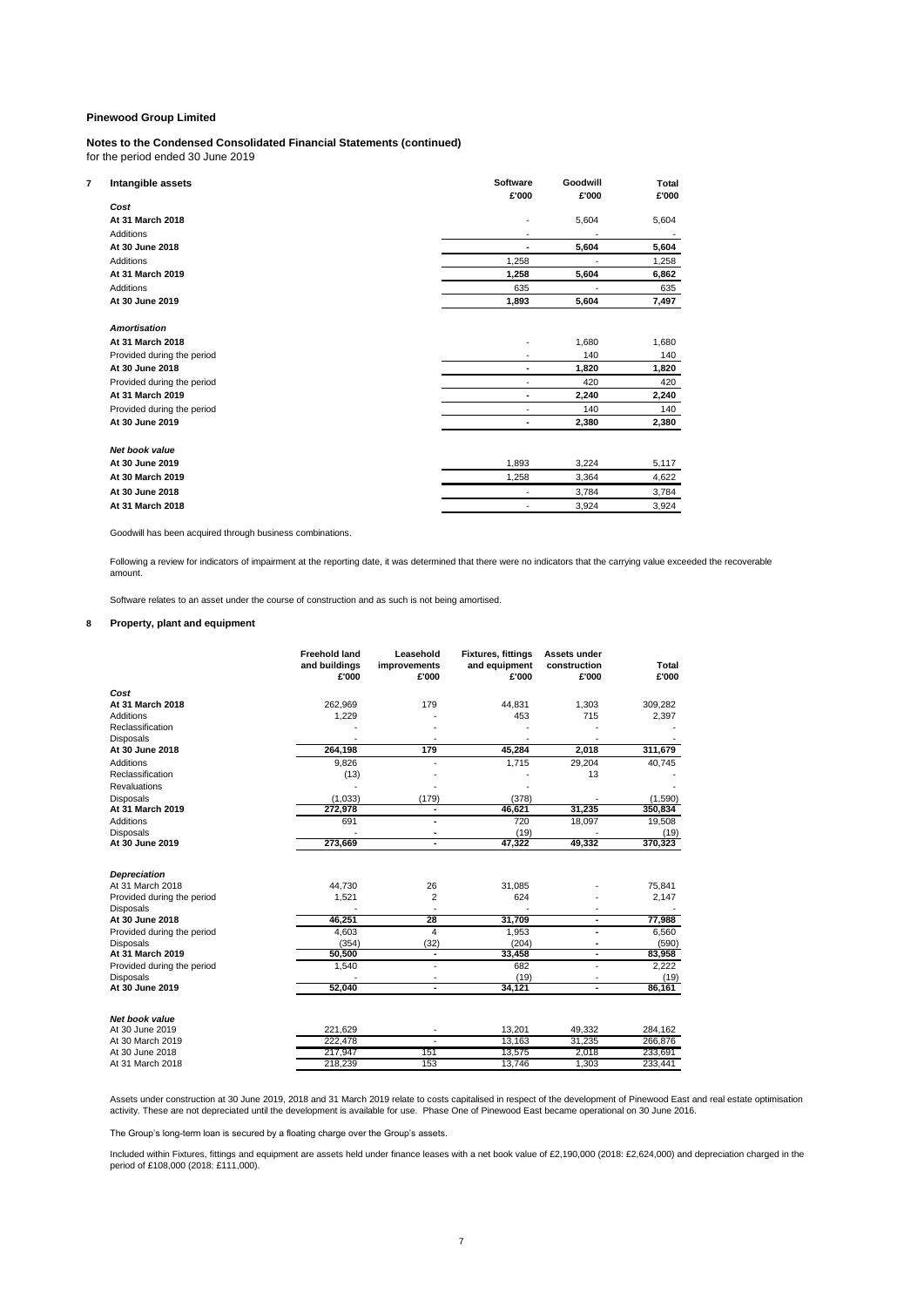**Pinewood Group Limited**

**Notes to the Condensed Consolidated Financial Statements (continued)**
for the period ended 30 June 2019

## 7 Intangible assets

| | Software £'000 | Goodwill £'000 | Total £'000 |
|---|---|---|---|
| ***Cost*** | | | |
| **At 31 March 2018** | - | 5,604 | 5,604 |
| Additions | - | - | - |
| **At 30 June 2018** | **-** | **5,604** | **5,604** |
| Additions | 1,258 | - | 1,258 |
| **At 31 March 2019** | **1,258** | **5,604** | **6,862** |
| Additions | 635 | - | 635 |
| **At 30 June 2019** | **1,893** | **5,604** | **7,497** |
| | | | |
| ***Amortisation*** | | | |
| **At 31 March 2018** | - | 1,680 | 1,680 |
| Provided during the period | - | 140 | 140 |
| **At 30 June 2018** | **-** | **1,820** | **1,820** |
| Provided during the period | - | 420 | 420 |
| **At 31 March 2019** | **-** | **2,240** | **2,240** |
| Provided during the period | - | 140 | 140 |
| **At 30 June 2019** | **-** | **2,380** | **2,380** |
| | | | |
| ***Net book value*** | | | |
| **At 30 June 2019** | 1,893 | 3,224 | 5,117 |
| **At 30 March 2019** | 1,258 | 3,364 | 4,622 |
| **At 30 June 2018** | - | 3,784 | 3,784 |
| **At 31 March 2018** | - | 3,924 | 3,924 |

Goodwill has been acquired through business combinations.

Following a review for indicators of impairment at the reporting date, it was determined that there were no indicators that the carrying value exceeded the recoverable amount.

Software relates to an asset under the course of construction and as such is not being amortised.

## 8 Property, plant and equipment

| | Freehold land and buildings £'000 | Leasehold improvements £'000 | Fixtures, fittings and equipment £'000 | Assets under construction £'000 | Total £'000 |
|---|---|---|---|---|---|
| ***Cost*** | | | | | |
| **At 31 March 2018** | 262,969 | 179 | 44,831 | 1,303 | 309,282 |
| Additions | 1,229 | - | 453 | 715 | 2,397 |
| Reclassification | - | - | - | - | - |
| Disposals | - | - | - | - | - |
| **At 30 June 2018** | **264,198** | **179** | **45,284** | **2,018** | **311,679** |
| Additions | 9,826 | - | 1,715 | 29,204 | 40,745 |
| Reclassification | (13) | - | - | 13 | - |
| Revaluations | - | - | - | - | - |
| Disposals | (1,033) | (179) | (378) | - | (1,590) |
| **At 31 March 2019** | **272,978** | **-** | **46,621** | **31,235** | **350,834** |
| Additions | 691 | - | 720 | 18,097 | 19,508 |
| Disposals | - | - | (19) | - | (19) |
| **At 30 June 2019** | **273,669** | **-** | **47,322** | **49,332** | **370,323** |
| | | | | | |
| ***Depreciation*** | | | | | |
| At 31 March 2018 | 44,730 | 26 | 31,085 | - | 75,841 |
| Provided during the period | 1,521 | 2 | 624 | - | 2,147 |
| Disposals | - | - | - | - | - |
| **At 30 June 2018** | **46,251** | **28** | **31,709** | **-** | **77,988** |
| Provided during the period | 4,603 | 4 | 1,953 | - | 6,560 |
| Disposals | (354) | (32) | (204) | - | (590) |
| **At 31 March 2019** | **50,500** | **-** | **33,458** | **-** | **83,958** |
| Provided during the period | 1,540 | - | 682 | - | 2,222 |
| Disposals | - | - | (19) | - | (19) |
| **At 30 June 2019** | **52,040** | **-** | **34,121** | **-** | **86,161** |
| | | | | | |
| ***Net book value*** | | | | | |
| At 30 June 2019 | 221,629 | - | 13,201 | 49,332 | 284,162 |
| At 30 March 2019 | 222,478 | - | 13,163 | 31,235 | 266,876 |
| At 30 June 2018 | 217,947 | 151 | 13,575 | 2,018 | 233,691 |
| At 31 March 2018 | 218,239 | 153 | 13,746 | 1,303 | 233,441 |

Assets under construction at 30 June 2019, 2018 and 31 March 2019 relate to costs capitalised in respect of the development of Pinewood East and real estate optimisation activity. These are not depreciated until the development is available for use. Phase One of Pinewood East became operational on 30 June 2016.

The Group's long-term loan is secured by a floating charge over the Group's assets.

Included within Fixtures, fittings and equipment are assets held under finance leases with a net book value of £2,190,000 (2018: £2,624,000) and depreciation charged in the period of £108,000 (2018: £111,000).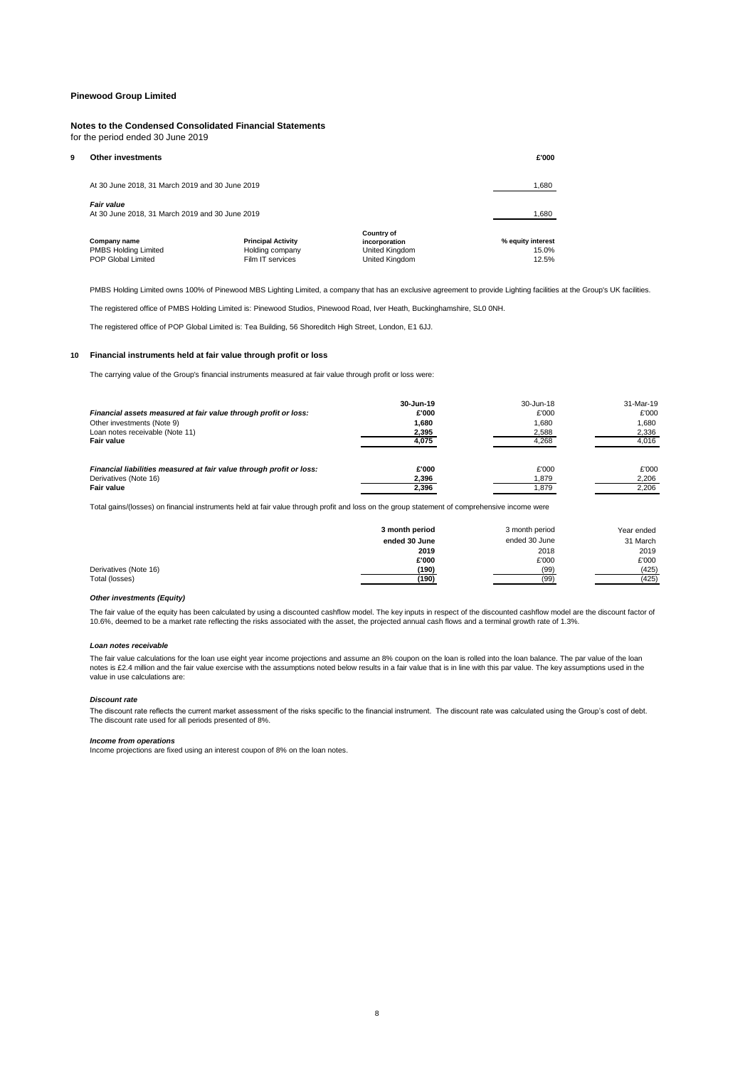**Pinewood Group Limited**

**Notes to the Condensed Consolidated Financial Statements**
for the period ended 30 June 2019

## 9 Other investments

| | £'000 |
|---|---|
| At 30 June 2018, 31 March 2019 and 30 June 2019 | 1,680 |
| ***Fair value*** | |
| At 30 June 2018, 31 March 2019 and 30 June 2019 | 1,680 |

| Company name | Principal Activity | Country of incorporation | % equity interest |
|---|---|---|---|
| PMBS Holding Limited | Holding company | United Kingdom | 15.0% |
| POP Global Limited | Film IT services | United Kingdom | 12.5% |

PMBS Holding Limited owns 100% of Pinewood MBS Lighting Limited, a company that has an exclusive agreement to provide Lighting facilities at the Group's UK facilities.

The registered office of PMBS Holding Limited is: Pinewood Studios, Pinewood Road, Iver Heath, Buckinghamshire, SL0 0NH.

The registered office of POP Global Limited is: Tea Building, 56 Shoreditch High Street, London, E1 6JJ.

## 10 Financial instruments held at fair value through profit or loss

The carrying value of the Group's financial instruments measured at fair value through profit or loss were:

| | 30-Jun-19 | 30-Jun-18 | 31-Mar-19 |
|---|---|---|---|
| ***Financial assets measured at fair value through profit or loss:*** | **£'000** | £'000 | £'000 |
| Other investments (Note 9) | **1,680** | 1,680 | 1,680 |
| Loan notes receivable (Note 11) | **2,395** | 2,588 | 2,336 |
| **Fair value** | **4,075** | 4,268 | 4,016 |
| | | | |
| ***Financial liabilities measured at fair value through profit or loss:*** | **£'000** | £'000 | £'000 |
| Derivatives (Note 16) | **2,396** | 1,879 | 2,206 |
| **Fair value** | **2,396** | 1,879 | 2,206 |

Total gains/(losses) on financial instruments held at fair value through profit and loss on the group statement of comprehensive income were

| | 3 month period ended 30 June 2019 | 3 month period ended 30 June 2018 | Year ended 31 March 2019 |
|---|---|---|---|
| | **£'000** | £'000 | £'000 |
| Derivatives (Note 16) | **(190)** | (99) | (425) |
| Total (losses) | **(190)** | (99) | (425) |

***Other investments (Equity)***

The fair value of the equity has been calculated by using a discounted cashflow model. The key inputs in respect of the discounted cashflow model are the discount factor of 10.6%, deemed to be a market rate reflecting the risks associated with the asset, the projected annual cash flows and a terminal growth rate of 1.3%.

***Loan notes receivable***

The fair value calculations for the loan use eight year income projections and assume an 8% coupon on the loan is rolled into the loan balance. The par value of the loan notes is £2.4 million and the fair value exercise with the assumptions noted below results in a fair value that is in line with this par value. The key assumptions used in the value in use calculations are:

***Discount rate***

The discount rate reflects the current market assessment of the risks specific to the financial instrument. The discount rate was calculated using the Group's cost of debt. The discount rate used for all periods presented of 8%.

***Income from operations***
Income projections are fixed using an interest coupon of 8% on the loan notes.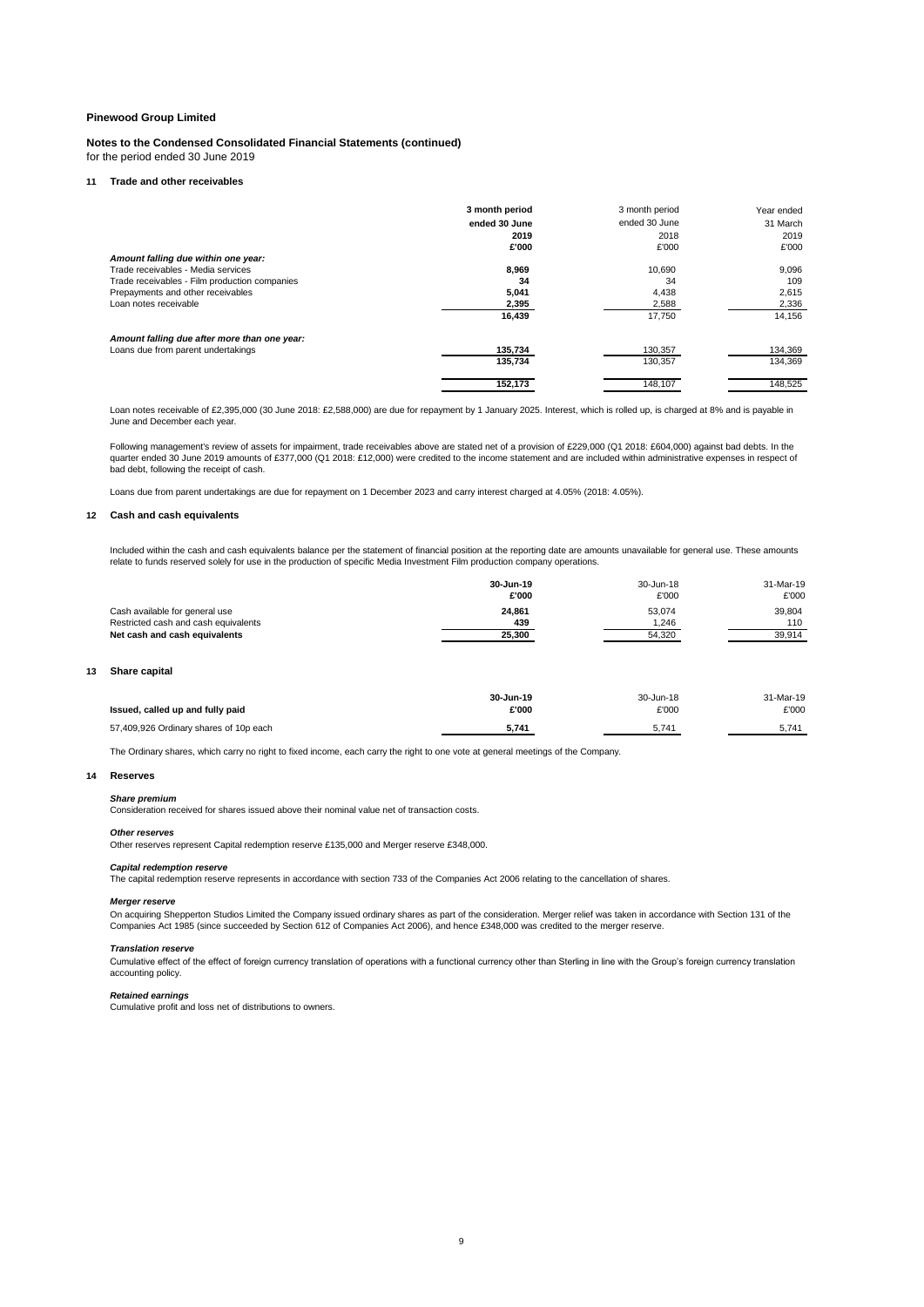**Pinewood Group Limited**

**Notes to the Condensed Consolidated Financial Statements (continued)**
for the period ended 30 June 2019

## 11 Trade and other receivables

| | 3 month period ended 30 June 2019 £'000 | 3 month period ended 30 June 2018 £'000 | Year ended 31 March 2019 £'000 |
|---|---|---|---|
| ***Amount falling due within one year:*** | | | |
| Trade receivables - Media services | **8,969** | 10,690 | 9,096 |
| Trade receivables - Film production companies | **34** | 34 | 109 |
| Prepayments and other receivables | **5,041** | 4,438 | 2,615 |
| Loan notes receivable | **2,395** | 2,588 | 2,336 |
| | **16,439** | 17,750 | 14,156 |
| ***Amount falling due after more than one year:*** | | | |
| Loans due from parent undertakings | **135,734** | 130,357 | 134,369 |
| | **135,734** | 130,357 | 134,369 |
| | **152,173** | 148,107 | 148,525 |

Loan notes receivable of £2,395,000 (30 June 2018: £2,588,000) are due for repayment by 1 January 2025. Interest, which is rolled up, is charged at 8% and is payable in June and December each year.

Following management's review of assets for impairment, trade receivables above are stated net of a provision of £229,000 (Q1 2018: £604,000) against bad debts. In the quarter ended 30 June 2019 amounts of £377,000 (Q1 2018: £12,000) were credited to the income statement and are included within administrative expenses in respect of bad debt, following the receipt of cash.

Loans due from parent undertakings are due for repayment on 1 December 2023 and carry interest charged at 4.05% (2018: 4.05%).

## 12 Cash and cash equivalents

Included within the cash and cash equivalents balance per the statement of financial position at the reporting date are amounts unavailable for general use. These amounts relate to funds reserved solely for use in the production of specific Media Investment Film production company operations.

| | 30-Jun-19 £'000 | 30-Jun-18 £'000 | 31-Mar-19 £'000 |
|---|---|---|---|
| Cash available for general use | **24,861** | 53,074 | 39,804 |
| Restricted cash and cash equivalents | **439** | 1,246 | 110 |
| **Net cash and cash equivalents** | **25,300** | 54,320 | 39,914 |

## 13 Share capital

| **Issued, called up and fully paid** | 30-Jun-19 £'000 | 30-Jun-18 £'000 | 31-Mar-19 £'000 |
|---|---|---|---|
| 57,409,926 Ordinary shares of 10p each | **5,741** | 5,741 | 5,741 |

The Ordinary shares, which carry no right to fixed income, each carry the right to one vote at general meetings of the Company.

## 14 Reserves

***Share premium***
Consideration received for shares issued above their nominal value net of transaction costs.

***Other reserves***
Other reserves represent Capital redemption reserve £135,000 and Merger reserve £348,000.

***Capital redemption reserve***
The capital redemption reserve represents in accordance with section 733 of the Companies Act 2006 relating to the cancellation of shares.

***Merger reserve***
On acquiring Shepperton Studios Limited the Company issued ordinary shares as part of the consideration. Merger relief was taken in accordance with Section 131 of the Companies Act 1985 (since succeeded by Section 612 of Companies Act 2006), and hence £348,000 was credited to the merger reserve.

***Translation reserve***
Cumulative effect of the effect of foreign currency translation of operations with a functional currency other than Sterling in line with the Group's foreign currency translation accounting policy.

***Retained earnings***
Cumulative profit and loss net of distributions to owners.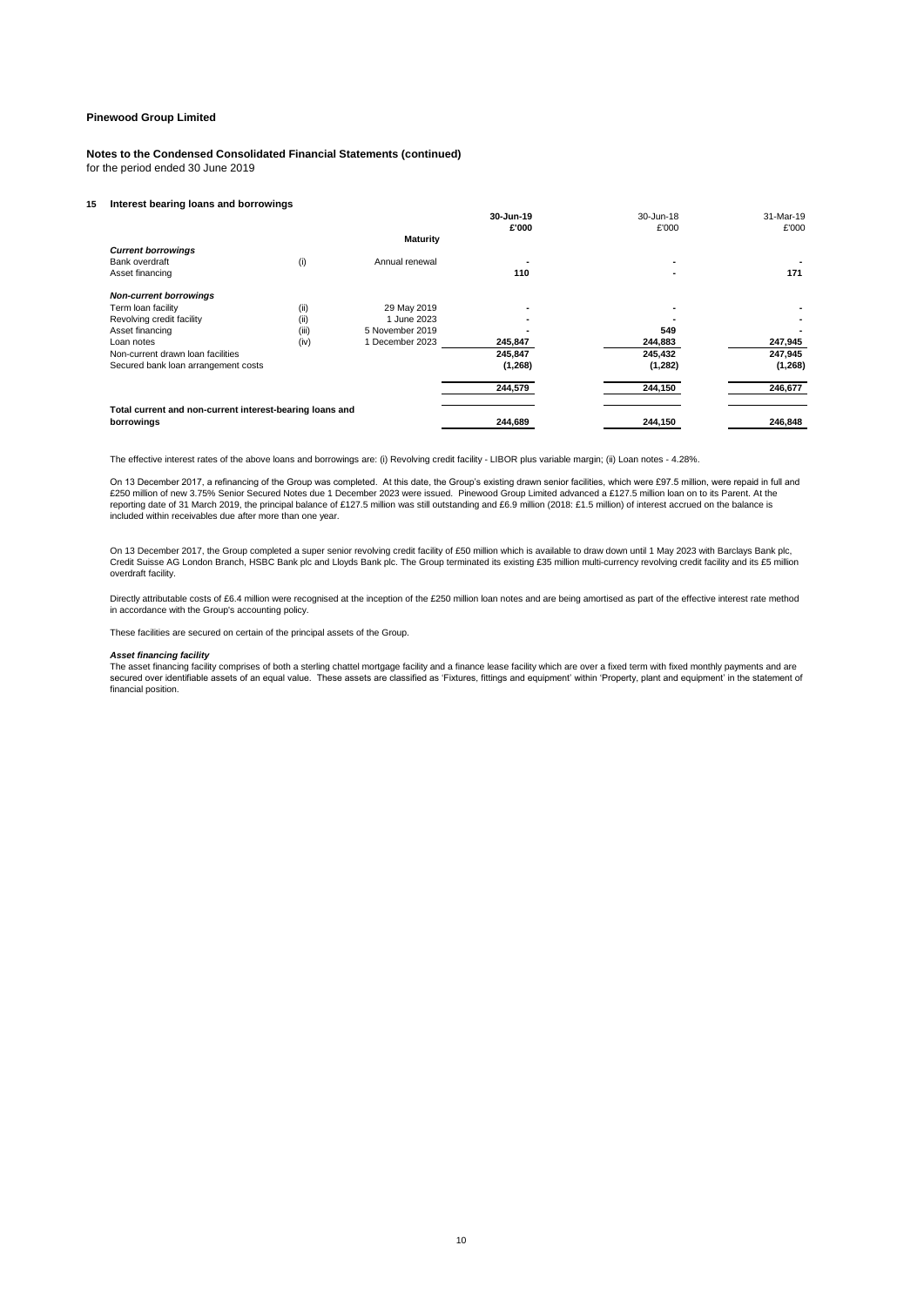**Pinewood Group Limited**

**Notes to the Condensed Consolidated Financial Statements (continued)**
for the period ended 30 June 2019

## 15 Interest bearing loans and borrowings

| | | Maturity | 30-Jun-19 £'000 | 30-Jun-18 £'000 | 31-Mar-19 £'000 |
|---|---|---|---|---|---|
| ***Current borrowings*** | | | | | |
| Bank overdraft | (i) | Annual renewal | - | - | - |
| Asset financing | | | 110 | - | 171 |
| ***Non-current borrowings*** | | | | | |
| Term loan facility | (ii) | 29 May 2019 | - | - | - |
| Revolving credit facility | (ii) | 1 June 2023 | - | - | - |
| Asset financing | (iii) | 5 November 2019 | - | 549 | - |
| Loan notes | (iv) | 1 December 2023 | 245,847 | 244,883 | 247,945 |
| Non-current drawn loan facilities | | | 245,847 | 245,432 | 247,945 |
| Secured bank loan arrangement costs | | | (1,268) | (1,282) | (1,268) |
| | | | 244,579 | 244,150 | 246,677 |
| **Total current and non-current interest-bearing loans and borrowings** | | | 244,689 | 244,150 | 246,848 |

The effective interest rates of the above loans and borrowings are: (i) Revolving credit facility - LIBOR plus variable margin; (ii) Loan notes - 4.28%.

On 13 December 2017, a refinancing of the Group was completed. At this date, the Group's existing drawn senior facilities, which were £97.5 million, were repaid in full and £250 million of new 3.75% Senior Secured Notes due 1 December 2023 were issued. Pinewood Group Limited advanced a £127.5 million loan on to its Parent. At the reporting date of 31 March 2019, the principal balance of £127.5 million was still outstanding and £6.9 million (2018: £1.5 million) of interest accrued on the balance is included within receivables due after more than one year.

On 13 December 2017, the Group completed a super senior revolving credit facility of £50 million which is available to draw down until 1 May 2023 with Barclays Bank plc, Credit Suisse AG London Branch, HSBC Bank plc and Lloyds Bank plc. The Group terminated its existing £35 million multi-currency revolving credit facility and its £5 million overdraft facility.

Directly attributable costs of £6.4 million were recognised at the inception of the £250 million loan notes and are being amortised as part of the effective interest rate method in accordance with the Group's accounting policy.

These facilities are secured on certain of the principal assets of the Group.

***Asset financing facility***
The asset financing facility comprises of both a sterling chattel mortgage facility and a finance lease facility which are over a fixed term with fixed monthly payments and are secured over identifiable assets of an equal value. These assets are classified as 'Fixtures, fittings and equipment' within 'Property, plant and equipment' in the statement of financial position.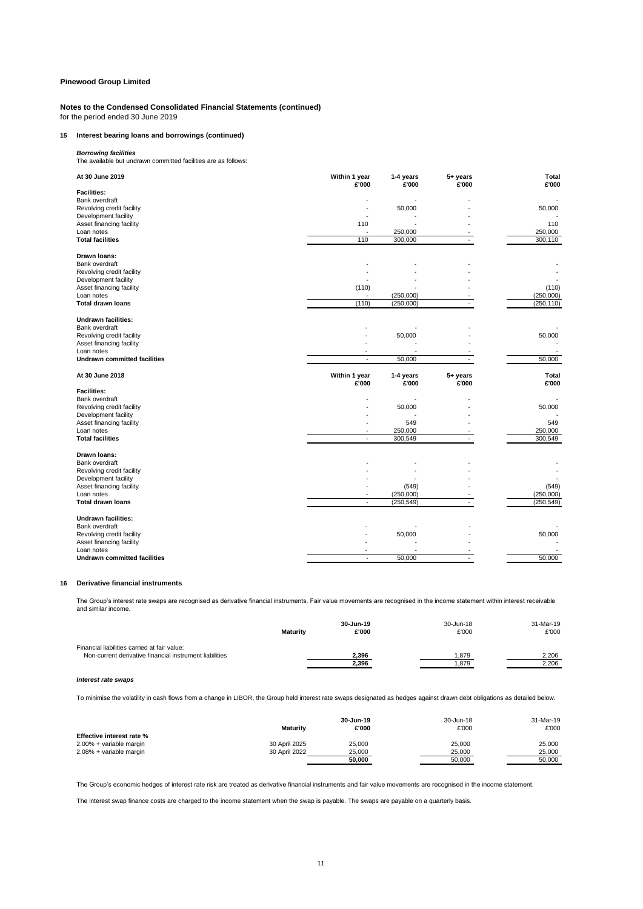**Pinewood Group Limited**

**Notes to the Condensed Consolidated Financial Statements (continued)**
for the period ended 30 June 2019

### 15 Interest bearing loans and borrowings (continued)

***Borrowing facilities***
The available but undrawn committed facilities are as follows:

| At 30 June 2019 | Within 1 year £'000 | 1-4 years £'000 | 5+ years £'000 | Total £'000 |
|---|---|---|---|---|
| **Facilities:** | | | | |
| Bank overdraft | - | - | - | - |
| Revolving credit facility | - | 50,000 | - | 50,000 |
| Development facility | - | - | - | - |
| Asset financing facility | 110 | - | - | 110 |
| Loan notes | - | 250,000 | - | 250,000 |
| **Total facilities** | 110 | 300,000 | - | 300,110 |
| **Drawn loans:** | | | | |
| Bank overdraft | - | - | - | - |
| Revolving credit facility | - | - | - | - |
| Development facility | - | - | - | - |
| Asset financing facility | (110) | - | - | (110) |
| Loan notes | - | (250,000) | - | (250,000) |
| **Total drawn loans** | (110) | (250,000) | - | (250,110) |
| **Undrawn facilities:** | | | | |
| Bank overdraft | - | - | - | - |
| Revolving credit facility | - | 50,000 | - | 50,000 |
| Asset financing facility | - | - | - | - |
| Loan notes | - | - | - | - |
| **Undrawn committed facilities** | - | 50,000 | - | 50,000 |

| At 30 June 2018 | Within 1 year £'000 | 1-4 years £'000 | 5+ years £'000 | Total £'000 |
|---|---|---|---|---|
| **Facilities:** | | | | |
| Bank overdraft | - | - | - | - |
| Revolving credit facility | - | 50,000 | - | 50,000 |
| Development facility | - | - | - | - |
| Asset financing facility | - | 549 | - | 549 |
| Loan notes | - | 250,000 | - | 250,000 |
| **Total facilities** | - | 300,549 | - | 300,549 |
| **Drawn loans:** | | | | |
| Bank overdraft | - | - | - | - |
| Revolving credit facility | - | - | - | - |
| Development facility | - | - | - | - |
| Asset financing facility | - | (549) | - | (549) |
| Loan notes | - | (250,000) | - | (250,000) |
| **Total drawn loans** | - | (250,549) | - | (250,549) |
| **Undrawn facilities:** | | | | |
| Bank overdraft | - | - | - | - |
| Revolving credit facility | - | 50,000 | - | 50,000 |
| Asset financing facility | - | - | - | - |
| Loan notes | - | - | - | - |
| **Undrawn committed facilities** | - | 50,000 | - | 50,000 |

### 16 Derivative financial instruments

The Group's interest rate swaps are recognised as derivative financial instruments. Fair value movements are recognised in the income statement within interest receivable and similar income.

| | Maturity | 30-Jun-19 £'000 | 30-Jun-18 £'000 | 31-Mar-19 £'000 |
|---|---|---|---|---|
| Financial liabilities carried at fair value: | | | | |
| Non-current derivative financial instrument liabilities | | 2,396 | 1,879 | 2,206 |
| | | 2,396 | 1,879 | 2,206 |

***Interest rate swaps***

To minimise the volatility in cash flows from a change in LIBOR, the Group held interest rate swaps designated as hedges against drawn debt obligations as detailed below.

| | Maturity | 30-Jun-19 £'000 | 30-Jun-18 £'000 | 31-Mar-19 £'000 |
|---|---|---|---|---|
| **Effective interest rate %** | | | | |
| 2.00% + variable margin | 30 April 2025 | 25,000 | 25,000 | 25,000 |
| 2.08% + variable margin | 30 April 2022 | 25,000 | 25,000 | 25,000 |
| | | 50,000 | 50,000 | 50,000 |

The Group's economic hedges of interest rate risk are treated as derivative financial instruments and fair value movements are recognised in the income statement.

The interest swap finance costs are charged to the income statement when the swap is payable. The swaps are payable on a quarterly basis.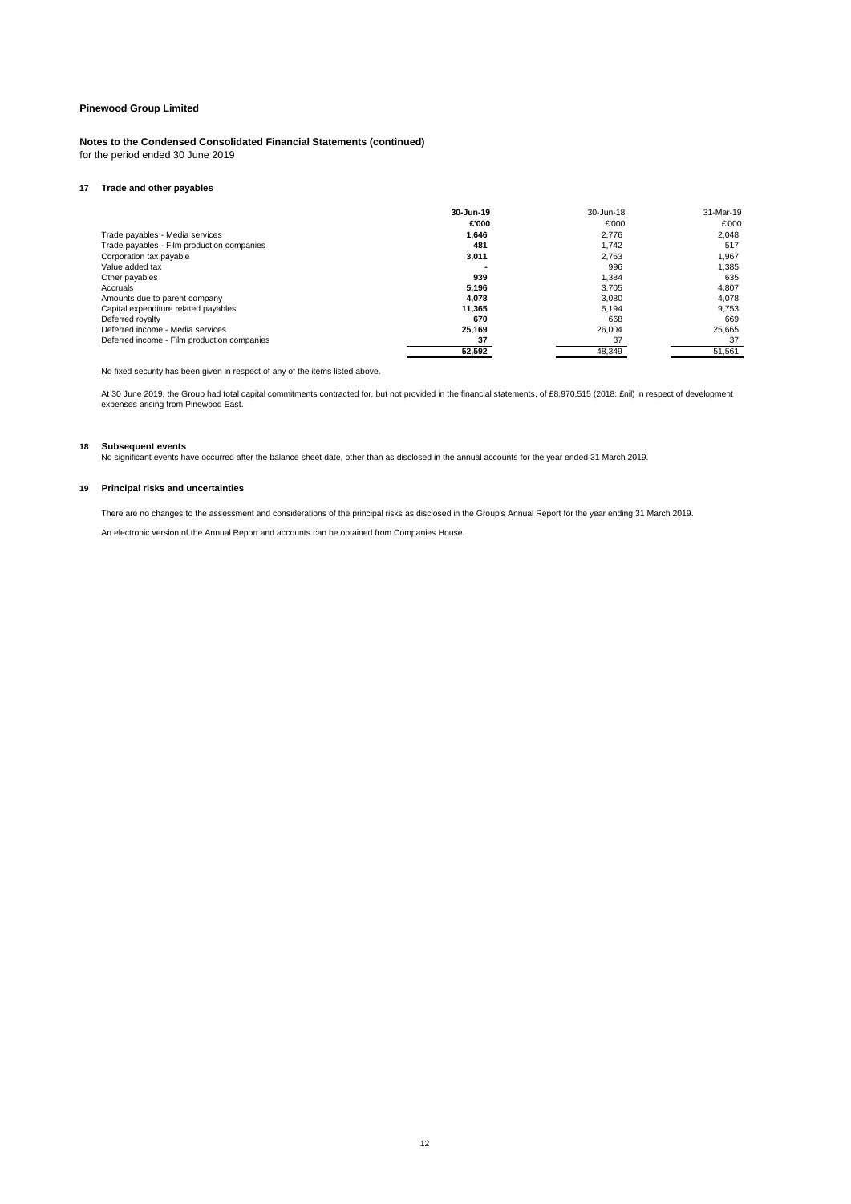**Pinewood Group Limited**

**Notes to the Condensed Consolidated Financial Statements (continued)**
for the period ended 30 June 2019

### 17 Trade and other payables

| | **30-Jun-19** | 30-Jun-18 | 31-Mar-19 |
|---|---|---|---|
| | **£'000** | £'000 | £'000 |
| Trade payables - Media services | **1,646** | 2,776 | 2,048 |
| Trade payables - Film production companies | **481** | 1,742 | 517 |
| Corporation tax payable | **3,011** | 2,763 | 1,967 |
| Value added tax | **-** | 996 | 1,385 |
| Other payables | **939** | 1,384 | 635 |
| Accruals | **5,196** | 3,705 | 4,807 |
| Amounts due to parent company | **4,078** | 3,080 | 4,078 |
| Capital expenditure related payables | **11,365** | 5,194 | 9,753 |
| Deferred royalty | **670** | 668 | 669 |
| Deferred income - Media services | **25,169** | 26,004 | 25,665 |
| Deferred income - Film production companies | **37** | 37 | 37 |
| | **52,592** | 48,349 | 51,561 |

No fixed security has been given in respect of any of the items listed above.

At 30 June 2019, the Group had total capital commitments contracted for, but not provided in the financial statements, of £8,970,515 (2018: £nil) in respect of development expenses arising from Pinewood East.

### 18 Subsequent events

No significant events have occurred after the balance sheet date, other than as disclosed in the annual accounts for the year ended 31 March 2019.

### 19 Principal risks and uncertainties

There are no changes to the assessment and considerations of the principal risks as disclosed in the Group's Annual Report for the year ending 31 March 2019.

An electronic version of the Annual Report and accounts can be obtained from Companies House.